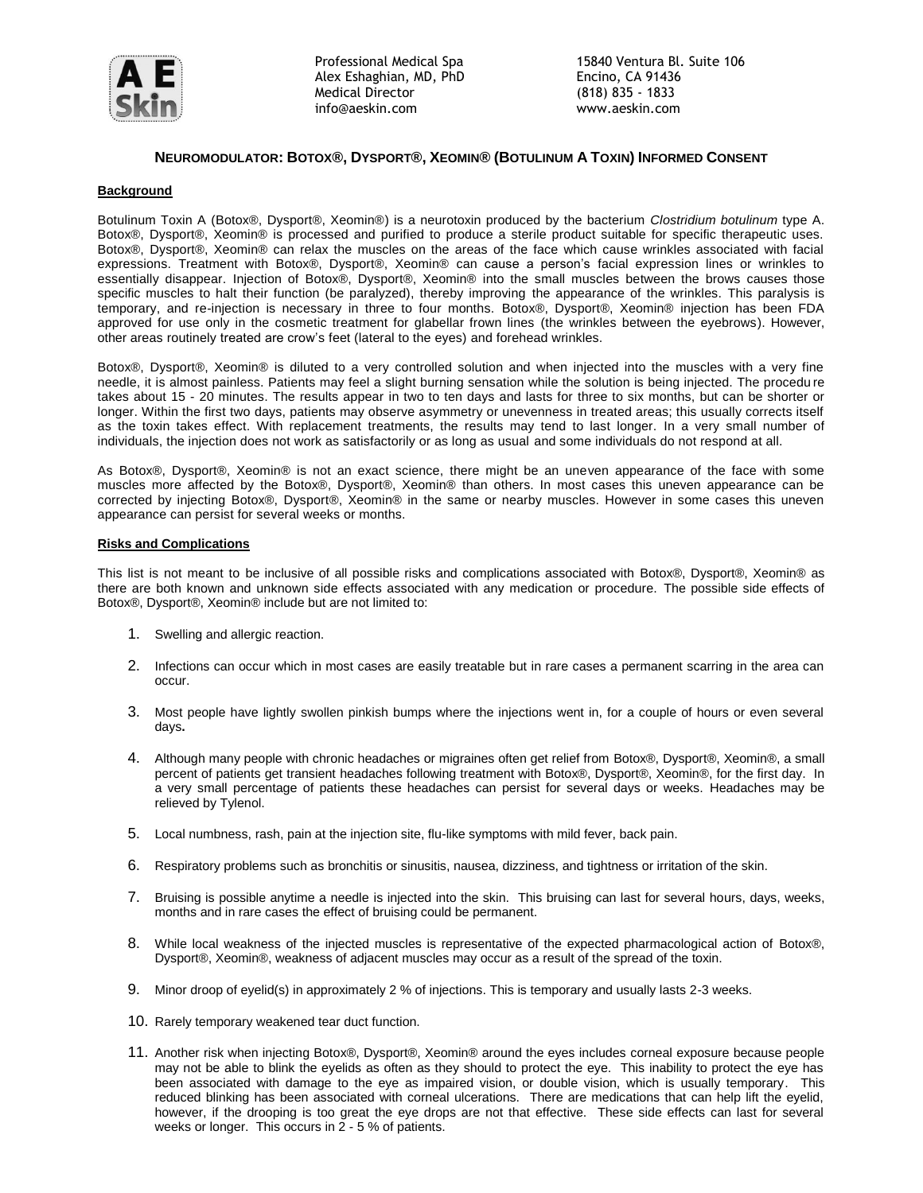Professional Medical Spa
Alex Eshaghian, MD, PhD
Medical Director
info@aeskin.com

15840 Ventura Bl. Suite 106
Encino, CA 91436
(818) 835 - 1833
www.aeskin.com

## NEUROMODULATOR: BOTOX®, DYSPORT®, XEOMIN® (BOTULINUM A TOXIN) INFORMED CONSENT

### Background

Botulinum Toxin A (Botox®, Dysport®, Xeomin®) is a neurotoxin produced by the bacterium *Clostridium botulinum* type A. Botox®, Dysport®, Xeomin® is processed and purified to produce a sterile product suitable for specific therapeutic uses. Botox®, Dysport®, Xeomin® can relax the muscles on the areas of the face which cause wrinkles associated with facial expressions. Treatment with Botox®, Dysport®, Xeomin® can cause a person's facial expression lines or wrinkles to essentially disappear. Injection of Botox®, Dysport®, Xeomin® into the small muscles between the brows causes those specific muscles to halt their function (be paralyzed), thereby improving the appearance of the wrinkles. This paralysis is temporary, and re-injection is necessary in three to four months. Botox®, Dysport®, Xeomin® injection has been FDA approved for use only in the cosmetic treatment for glabellar frown lines (the wrinkles between the eyebrows). However, other areas routinely treated are crow's feet (lateral to the eyes) and forehead wrinkles.

Botox®, Dysport®, Xeomin® is diluted to a very controlled solution and when injected into the muscles with a very fine needle, it is almost painless. Patients may feel a slight burning sensation while the solution is being injected. The procedure takes about 15 - 20 minutes. The results appear in two to ten days and lasts for three to six months, but can be shorter or longer. Within the first two days, patients may observe asymmetry or unevenness in treated areas; this usually corrects itself as the toxin takes effect. With replacement treatments, the results may tend to last longer. In a very small number of individuals, the injection does not work as satisfactorily or as long as usual and some individuals do not respond at all.

As Botox®, Dysport®, Xeomin® is not an exact science, there might be an uneven appearance of the face with some muscles more affected by the Botox®, Dysport®, Xeomin® than others. In most cases this uneven appearance can be corrected by injecting Botox®, Dysport®, Xeomin® in the same or nearby muscles. However in some cases this uneven appearance can persist for several weeks or months.

### Risks and Complications

This list is not meant to be inclusive of all possible risks and complications associated with Botox®, Dysport®, Xeomin® as there are both known and unknown side effects associated with any medication or procedure. The possible side effects of Botox®, Dysport®, Xeomin® include but are not limited to:

1. Swelling and allergic reaction.
2. Infections can occur which in most cases are easily treatable but in rare cases a permanent scarring in the area can occur.
3. Most people have lightly swollen pinkish bumps where the injections went in, for a couple of hours or even several days**.**
4. Although many people with chronic headaches or migraines often get relief from Botox®, Dysport®, Xeomin®, a small percent of patients get transient headaches following treatment with Botox®, Dysport®, Xeomin®, for the first day. In a very small percentage of patients these headaches can persist for several days or weeks. Headaches may be relieved by Tylenol.
5. Local numbness, rash, pain at the injection site, flu-like symptoms with mild fever, back pain.
6. Respiratory problems such as bronchitis or sinusitis, nausea, dizziness, and tightness or irritation of the skin.
7. Bruising is possible anytime a needle is injected into the skin. This bruising can last for several hours, days, weeks, months and in rare cases the effect of bruising could be permanent.
8. While local weakness of the injected muscles is representative of the expected pharmacological action of Botox®, Dysport®, Xeomin®, weakness of adjacent muscles may occur as a result of the spread of the toxin.
9. Minor droop of eyelid(s) in approximately 2 % of injections. This is temporary and usually lasts 2-3 weeks.
10. Rarely temporary weakened tear duct function.
11. Another risk when injecting Botox®, Dysport®, Xeomin® around the eyes includes corneal exposure because people may not be able to blink the eyelids as often as they should to protect the eye. This inability to protect the eye has been associated with damage to the eye as impaired vision, or double vision, which is usually temporary. This reduced blinking has been associated with corneal ulcerations. There are medications that can help lift the eyelid, however, if the drooping is too great the eye drops are not that effective. These side effects can last for several weeks or longer. This occurs in 2 - 5 % of patients.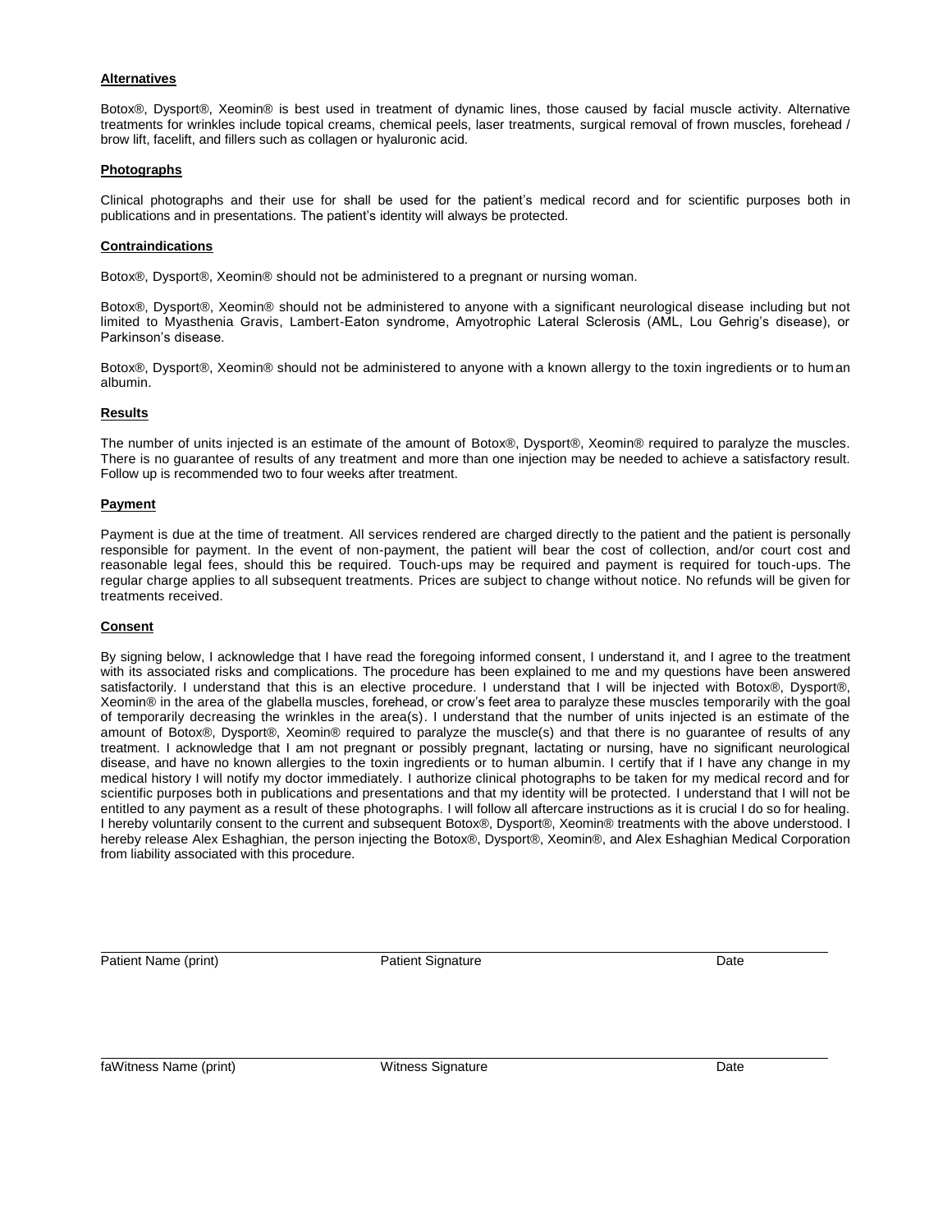**Alternatives**

Botox®, Dysport®, Xeomin® is best used in treatment of dynamic lines, those caused by facial muscle activity. Alternative treatments for wrinkles include topical creams, chemical peels, laser treatments, surgical removal of frown muscles, forehead / brow lift, facelift, and fillers such as collagen or hyaluronic acid.

**Photographs**

Clinical photographs and their use for shall be used for the patient's medical record and for scientific purposes both in publications and in presentations. The patient's identity will always be protected.

**Contraindications**

Botox®, Dysport®, Xeomin® should not be administered to a pregnant or nursing woman.

Botox®, Dysport®, Xeomin® should not be administered to anyone with a significant neurological disease including but not limited to Myasthenia Gravis, Lambert-Eaton syndrome, Amyotrophic Lateral Sclerosis (AML, Lou Gehrig's disease), or Parkinson's disease.

Botox®, Dysport®, Xeomin® should not be administered to anyone with a known allergy to the toxin ingredients or to human albumin.

**Results**

The number of units injected is an estimate of the amount of Botox®, Dysport®, Xeomin® required to paralyze the muscles. There is no guarantee of results of any treatment and more than one injection may be needed to achieve a satisfactory result. Follow up is recommended two to four weeks after treatment.

**Payment**

Payment is due at the time of treatment. All services rendered are charged directly to the patient and the patient is personally responsible for payment. In the event of non-payment, the patient will bear the cost of collection, and/or court cost and reasonable legal fees, should this be required. Touch-ups may be required and payment is required for touch-ups. The regular charge applies to all subsequent treatments. Prices are subject to change without notice. No refunds will be given for treatments received.

**Consent**

By signing below, I acknowledge that I have read the foregoing informed consent, I understand it, and I agree to the treatment with its associated risks and complications. The procedure has been explained to me and my questions have been answered satisfactorily. I understand that this is an elective procedure. I understand that I will be injected with Botox®, Dysport®, Xeomin® in the area of the glabella muscles, forehead, or crow's feet area to paralyze these muscles temporarily with the goal of temporarily decreasing the wrinkles in the area(s). I understand that the number of units injected is an estimate of the amount of Botox®, Dysport®, Xeomin® required to paralyze the muscle(s) and that there is no guarantee of results of any treatment. I acknowledge that I am not pregnant or possibly pregnant, lactating or nursing, have no significant neurological disease, and have no known allergies to the toxin ingredients or to human albumin. I certify that if I have any change in my medical history I will notify my doctor immediately. I authorize clinical photographs to be taken for my medical record and for scientific purposes both in publications and presentations and that my identity will be protected. I understand that I will not be entitled to any payment as a result of these photographs. I will follow all aftercare instructions as it is crucial I do so for healing. I hereby voluntarily consent to the current and subsequent Botox®, Dysport®, Xeomin® treatments with the above understood. I hereby release Alex Eshaghian, the person injecting the Botox®, Dysport®, Xeomin®, and Alex Eshaghian Medical Corporation from liability associated with this procedure.

Patient Name (print) Patient Signature Date

faWitness Name (print) Witness Signature Date